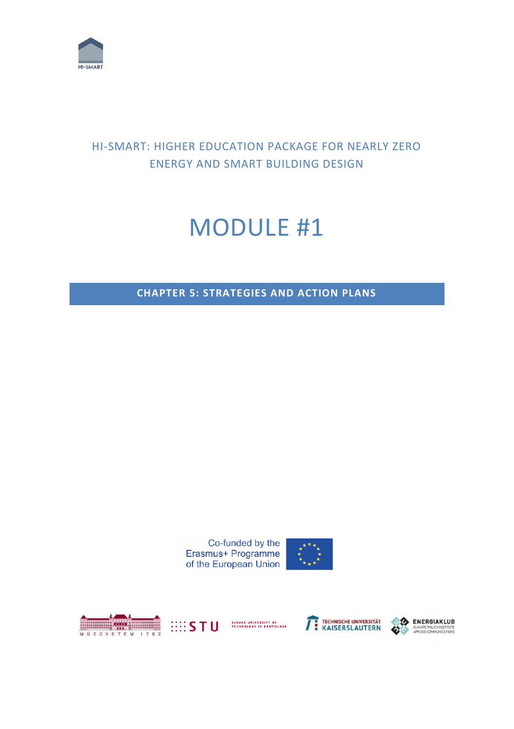HI-SMART

HI-SMART: HIGHER EDUCATION PACKAGE FOR NEARLY ZERO ENERGY AND SMART BUILDING DESIGN

# MODULE #1

## CHAPTER 5: STRATEGIES AND ACTION PLANS

Co-funded by the Erasmus+ Programme of the European Union

MŰEGYETEM 1782

STU SLOVAK UNIVERSITY OF TECHNOLOGY IN BRATISLAVA

TECHNISCHE UNIVERSITÄT KAISERSLAUTERN

ENERGIAKLUB CLIMATE POLICY INSTITUTE APPLIED COMMUNICATIONS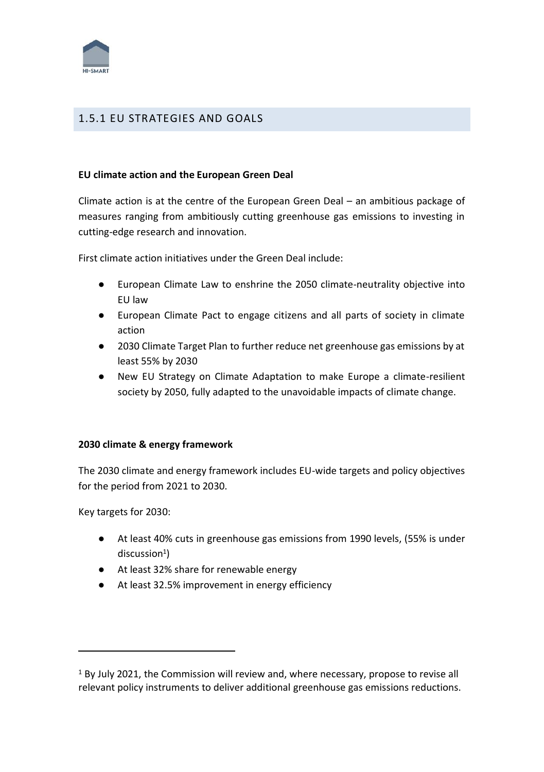## 1.5.1 EU STRATEGIES AND GOALS

**EU climate action and the European Green Deal**

Climate action is at the centre of the European Green Deal – an ambitious package of measures ranging from ambitiously cutting greenhouse gas emissions to investing in cutting-edge research and innovation.

First climate action initiatives under the Green Deal include:

- European Climate Law to enshrine the 2050 climate-neutrality objective into EU law
- European Climate Pact to engage citizens and all parts of society in climate action
- 2030 Climate Target Plan to further reduce net greenhouse gas emissions by at least 55% by 2030
- New EU Strategy on Climate Adaptation to make Europe a climate-resilient society by 2050, fully adapted to the unavoidable impacts of climate change.

**2030 climate & energy framework**

The 2030 climate and energy framework includes EU-wide targets and policy objectives for the period from 2021 to 2030.

Key targets for 2030:

- At least 40% cuts in greenhouse gas emissions from 1990 levels, (55% is under discussion[1])
- At least 32% share for renewable energy
- At least 32.5% improvement in energy efficiency

---

[1] By July 2021, the Commission will review and, where necessary, propose to revise all relevant policy instruments to deliver additional greenhouse gas emissions reductions.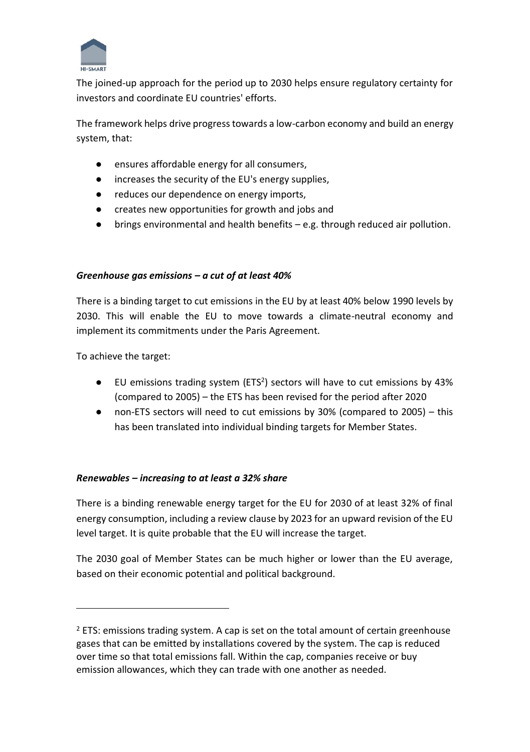The joined-up approach for the period up to 2030 helps ensure regulatory certainty for investors and coordinate EU countries' efforts.

The framework helps drive progress towards a low-carbon economy and build an energy system, that:

- ensures affordable energy for all consumers,
- increases the security of the EU's energy supplies,
- reduces our dependence on energy imports,
- creates new opportunities for growth and jobs and
- brings environmental and health benefits – e.g. through reduced air pollution.

***Greenhouse gas emissions – a cut of at least 40%***

There is a binding target to cut emissions in the EU by at least 40% below 1990 levels by 2030. This will enable the EU to move towards a climate-neutral economy and implement its commitments under the Paris Agreement.

To achieve the target:

- EU emissions trading system (ETS[2]) sectors will have to cut emissions by 43% (compared to 2005) – the ETS has been revised for the period after 2020
- non-ETS sectors will need to cut emissions by 30% (compared to 2005) – this has been translated into individual binding targets for Member States.

***Renewables – increasing to at least a 32% share***

There is a binding renewable energy target for the EU for 2030 of at least 32% of final energy consumption, including a review clause by 2023 for an upward revision of the EU level target. It is quite probable that the EU will increase the target.

The 2030 goal of Member States can be much higher or lower than the EU average, based on their economic potential and political background.

---

[2] ETS: emissions trading system. A cap is set on the total amount of certain greenhouse gases that can be emitted by installations covered by the system. The cap is reduced over time so that total emissions fall. Within the cap, companies receive or buy emission allowances, which they can trade with one another as needed.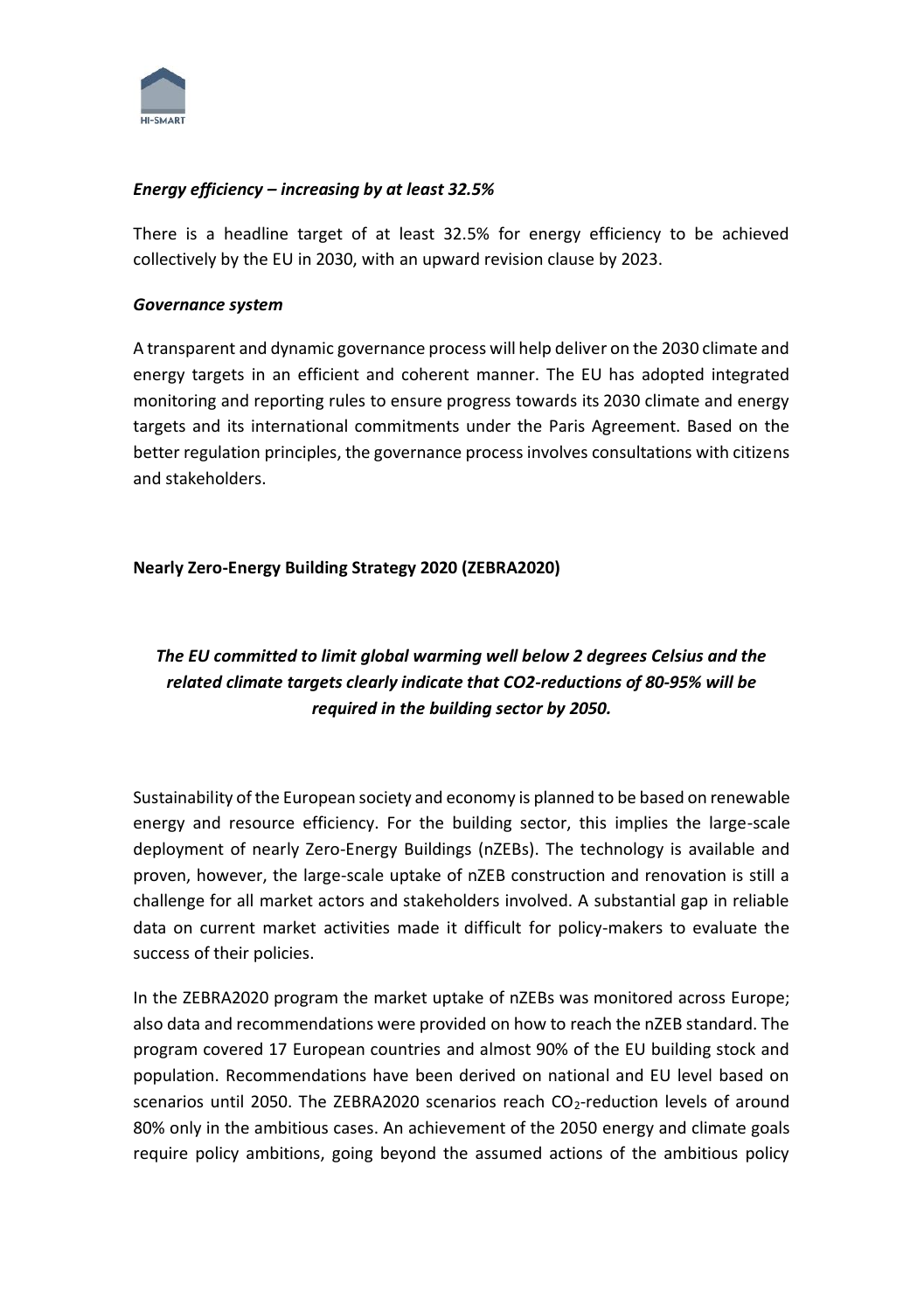***Energy efficiency – increasing by at least 32.5%***

There is a headline target of at least 32.5% for energy efficiency to be achieved collectively by the EU in 2030, with an upward revision clause by 2023.

***Governance system***

A transparent and dynamic governance process will help deliver on the 2030 climate and energy targets in an efficient and coherent manner. The EU has adopted integrated monitoring and reporting rules to ensure progress towards its 2030 climate and energy targets and its international commitments under the Paris Agreement. Based on the better regulation principles, the governance process involves consultations with citizens and stakeholders.

**Nearly Zero-Energy Building Strategy 2020 (ZEBRA2020)**

***The EU committed to limit global warming well below 2 degrees Celsius and the related climate targets clearly indicate that CO2-reductions of 80-95% will be required in the building sector by 2050.***

Sustainability of the European society and economy is planned to be based on renewable energy and resource efficiency. For the building sector, this implies the large-scale deployment of nearly Zero-Energy Buildings (nZEBs). The technology is available and proven, however, the large-scale uptake of nZEB construction and renovation is still a challenge for all market actors and stakeholders involved. A substantial gap in reliable data on current market activities made it difficult for policy-makers to evaluate the success of their policies.

In the ZEBRA2020 program the market uptake of nZEBs was monitored across Europe; also data and recommendations were provided on how to reach the nZEB standard. The program covered 17 European countries and almost 90% of the EU building stock and population. Recommendations have been derived on national and EU level based on scenarios until 2050. The ZEBRA2020 scenarios reach $CO_2$-reduction levels of around 80% only in the ambitious cases. An achievement of the 2050 energy and climate goals require policy ambitions, going beyond the assumed actions of the ambitious policy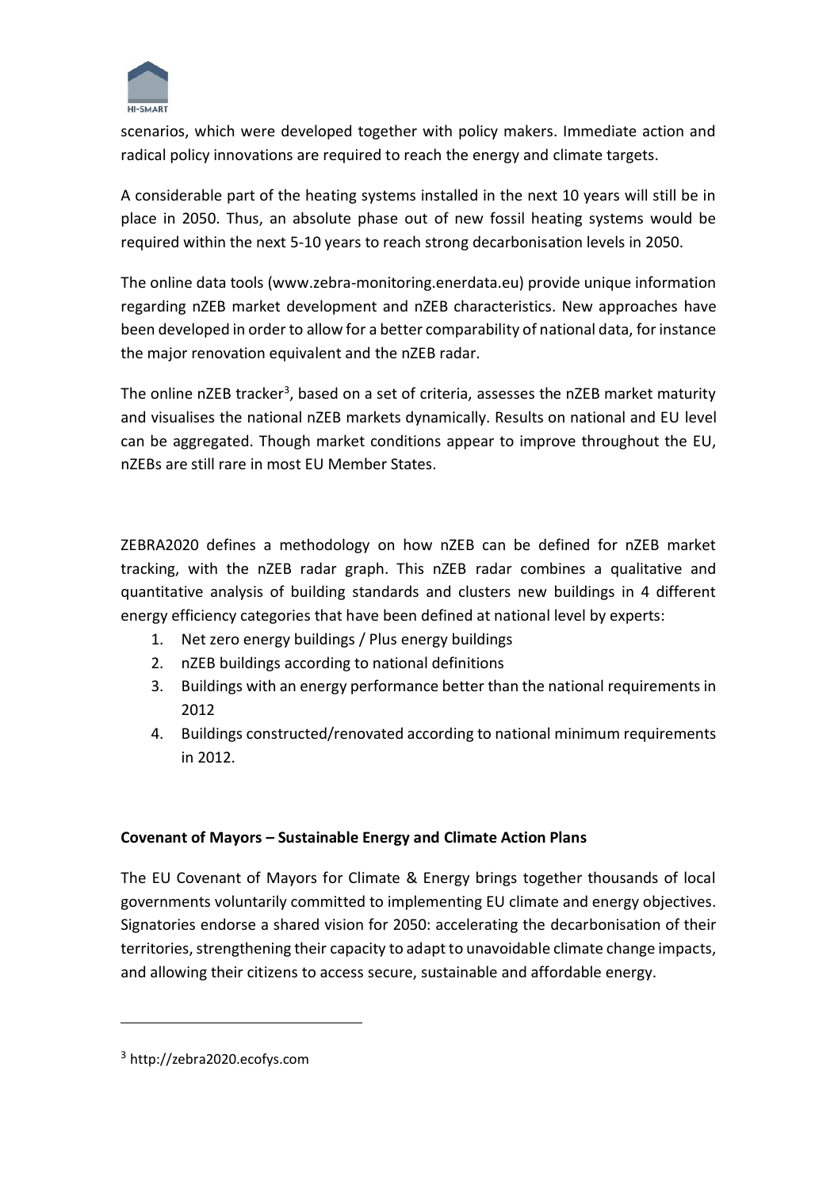scenarios, which were developed together with policy makers. Immediate action and radical policy innovations are required to reach the energy and climate targets.

A considerable part of the heating systems installed in the next 10 years will still be in place in 2050. Thus, an absolute phase out of new fossil heating systems would be required within the next 5-10 years to reach strong decarbonisation levels in 2050.

The online data tools (www.zebra-monitoring.enerdata.eu) provide unique information regarding nZEB market development and nZEB characteristics. New approaches have been developed in order to allow for a better comparability of national data, for instance the major renovation equivalent and the nZEB radar.

The online nZEB tracker[3], based on a set of criteria, assesses the nZEB market maturity and visualises the national nZEB markets dynamically. Results on national and EU level can be aggregated. Though market conditions appear to improve throughout the EU, nZEBs are still rare in most EU Member States.

ZEBRA2020 defines a methodology on how nZEB can be defined for nZEB market tracking, with the nZEB radar graph. This nZEB radar combines a qualitative and quantitative analysis of building standards and clusters new buildings in 4 different energy efficiency categories that have been defined at national level by experts:

1. Net zero energy buildings / Plus energy buildings
2. nZEB buildings according to national definitions
3. Buildings with an energy performance better than the national requirements in 2012
4. Buildings constructed/renovated according to national minimum requirements in 2012.

**Covenant of Mayors – Sustainable Energy and Climate Action Plans**

The EU Covenant of Mayors for Climate & Energy brings together thousands of local governments voluntarily committed to implementing EU climate and energy objectives. Signatories endorse a shared vision for 2050: accelerating the decarbonisation of their territories, strengthening their capacity to adapt to unavoidable climate change impacts, and allowing their citizens to access secure, sustainable and affordable energy.

[3] http://zebra2020.ecofys.com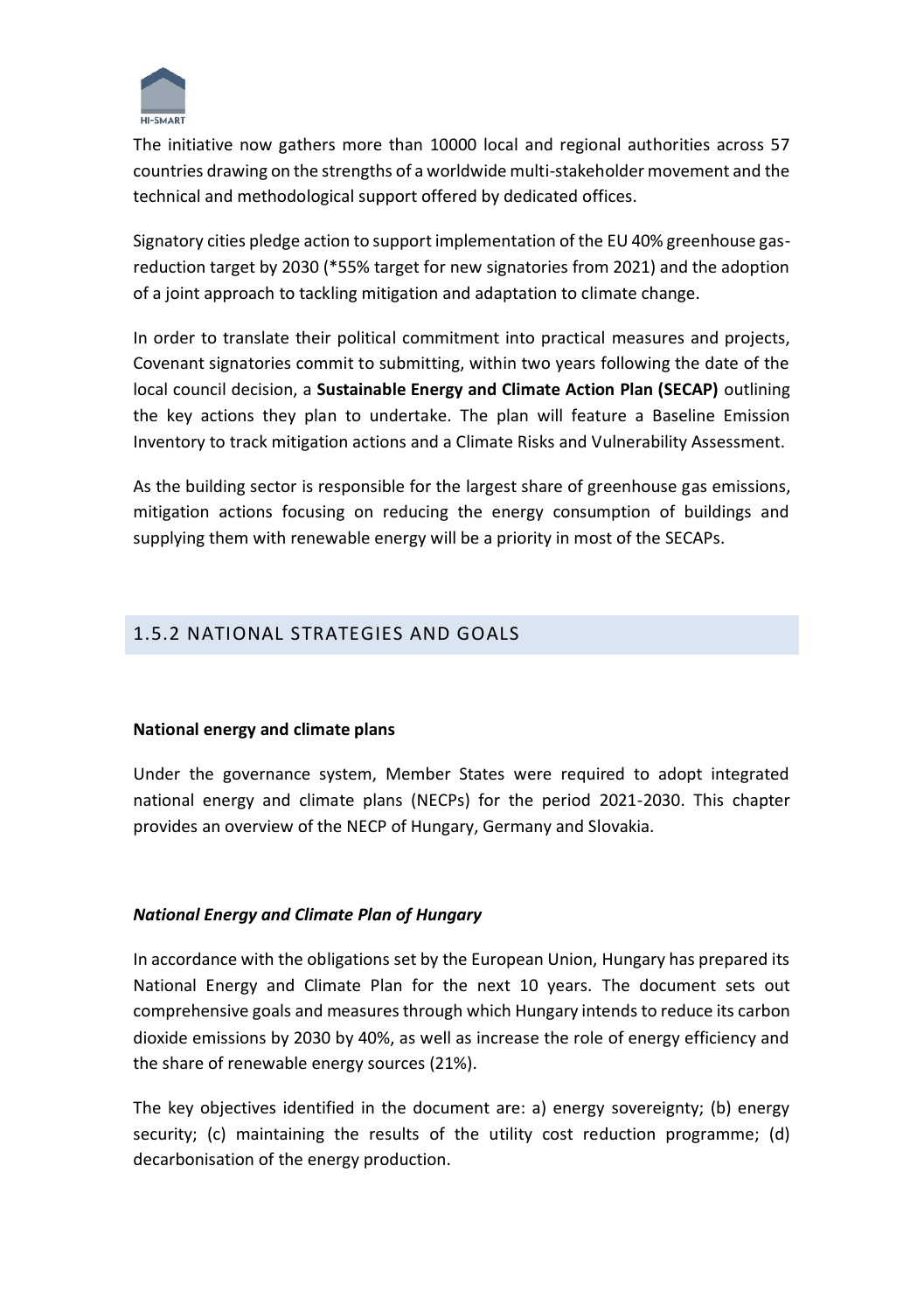The initiative now gathers more than 10000 local and regional authorities across 57 countries drawing on the strengths of a worldwide multi-stakeholder movement and the technical and methodological support offered by dedicated offices.

Signatory cities pledge action to support implementation of the EU 40% greenhouse gas-reduction target by 2030 (*55% target for new signatories from 2021) and the adoption of a joint approach to tackling mitigation and adaptation to climate change.

In order to translate their political commitment into practical measures and projects, Covenant signatories commit to submitting, within two years following the date of the local council decision, a **Sustainable Energy and Climate Action Plan (SECAP)** outlining the key actions they plan to undertake. The plan will feature a Baseline Emission Inventory to track mitigation actions and a Climate Risks and Vulnerability Assessment.

As the building sector is responsible for the largest share of greenhouse gas emissions, mitigation actions focusing on reducing the energy consumption of buildings and supplying them with renewable energy will be a priority in most of the SECAPs.

### 1.5.2 NATIONAL STRATEGIES AND GOALS

**National energy and climate plans**

Under the governance system, Member States were required to adopt integrated national energy and climate plans (NECPs) for the period 2021-2030. This chapter provides an overview of the NECP of Hungary, Germany and Slovakia.

***National Energy and Climate Plan of Hungary***

In accordance with the obligations set by the European Union, Hungary has prepared its National Energy and Climate Plan for the next 10 years. The document sets out comprehensive goals and measures through which Hungary intends to reduce its carbon dioxide emissions by 2030 by 40%, as well as increase the role of energy efficiency and the share of renewable energy sources (21%).

The key objectives identified in the document are: a) energy sovereignty; (b) energy security; (c) maintaining the results of the utility cost reduction programme; (d) decarbonisation of the energy production.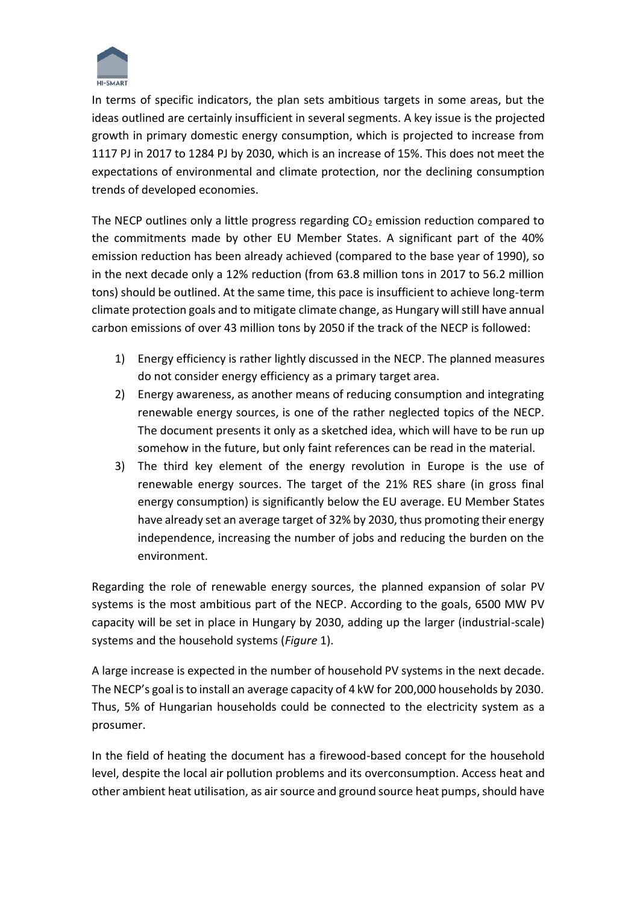In terms of specific indicators, the plan sets ambitious targets in some areas, but the ideas outlined are certainly insufficient in several segments. A key issue is the projected growth in primary domestic energy consumption, which is projected to increase from 1117 PJ in 2017 to 1284 PJ by 2030, which is an increase of 15%. This does not meet the expectations of environmental and climate protection, nor the declining consumption trends of developed economies.

The NECP outlines only a little progress regarding $CO_2$ emission reduction compared to the commitments made by other EU Member States. A significant part of the 40% emission reduction has been already achieved (compared to the base year of 1990), so in the next decade only a 12% reduction (from 63.8 million tons in 2017 to 56.2 million tons) should be outlined. At the same time, this pace is insufficient to achieve long-term climate protection goals and to mitigate climate change, as Hungary will still have annual carbon emissions of over 43 million tons by 2050 if the track of the NECP is followed:

1) Energy efficiency is rather lightly discussed in the NECP. The planned measures do not consider energy efficiency as a primary target area.
2) Energy awareness, as another means of reducing consumption and integrating renewable energy sources, is one of the rather neglected topics of the NECP. The document presents it only as a sketched idea, which will have to be run up somehow in the future, but only faint references can be read in the material.
3) The third key element of the energy revolution in Europe is the use of renewable energy sources. The target of the 21% RES share (in gross final energy consumption) is significantly below the EU average. EU Member States have already set an average target of 32% by 2030, thus promoting their energy independence, increasing the number of jobs and reducing the burden on the environment.

Regarding the role of renewable energy sources, the planned expansion of solar PV systems is the most ambitious part of the NECP. According to the goals, 6500 MW PV capacity will be set in place in Hungary by 2030, adding up the larger (industrial-scale) systems and the household systems (*Figure* 1).

A large increase is expected in the number of household PV systems in the next decade. The NECP's goal is to install an average capacity of 4 kW for 200,000 households by 2030. Thus, 5% of Hungarian households could be connected to the electricity system as a prosumer.

In the field of heating the document has a firewood-based concept for the household level, despite the local air pollution problems and its overconsumption. Access heat and other ambient heat utilisation, as air source and ground source heat pumps, should have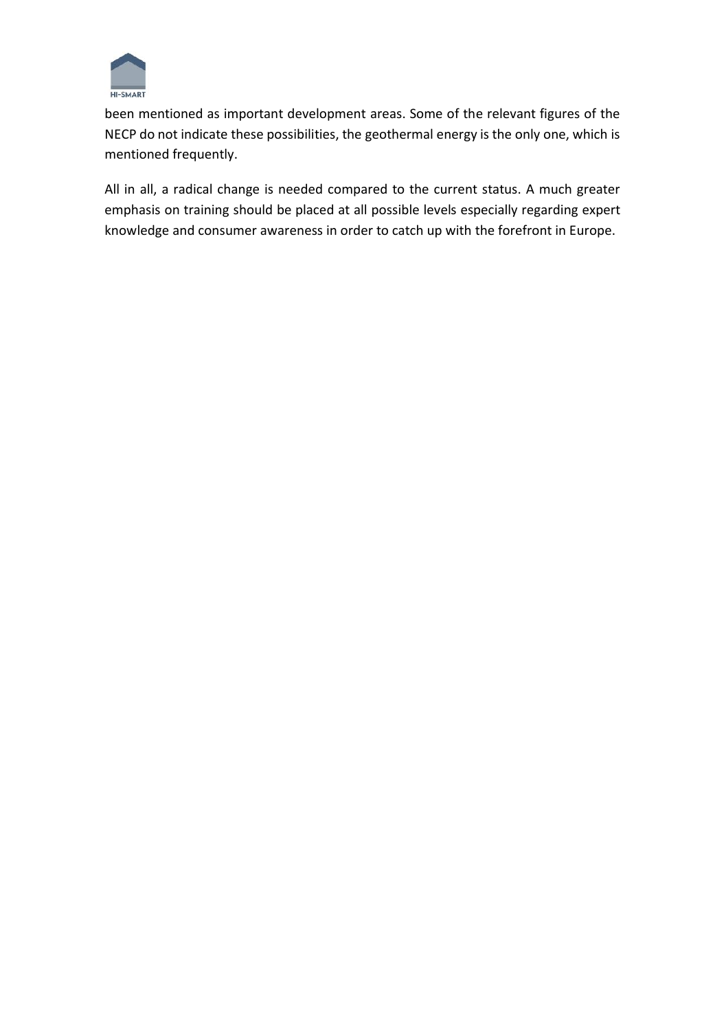been mentioned as important development areas. Some of the relevant figures of the NECP do not indicate these possibilities, the geothermal energy is the only one, which is mentioned frequently.

All in all, a radical change is needed compared to the current status. A much greater emphasis on training should be placed at all possible levels especially regarding expert knowledge and consumer awareness in order to catch up with the forefront in Europe.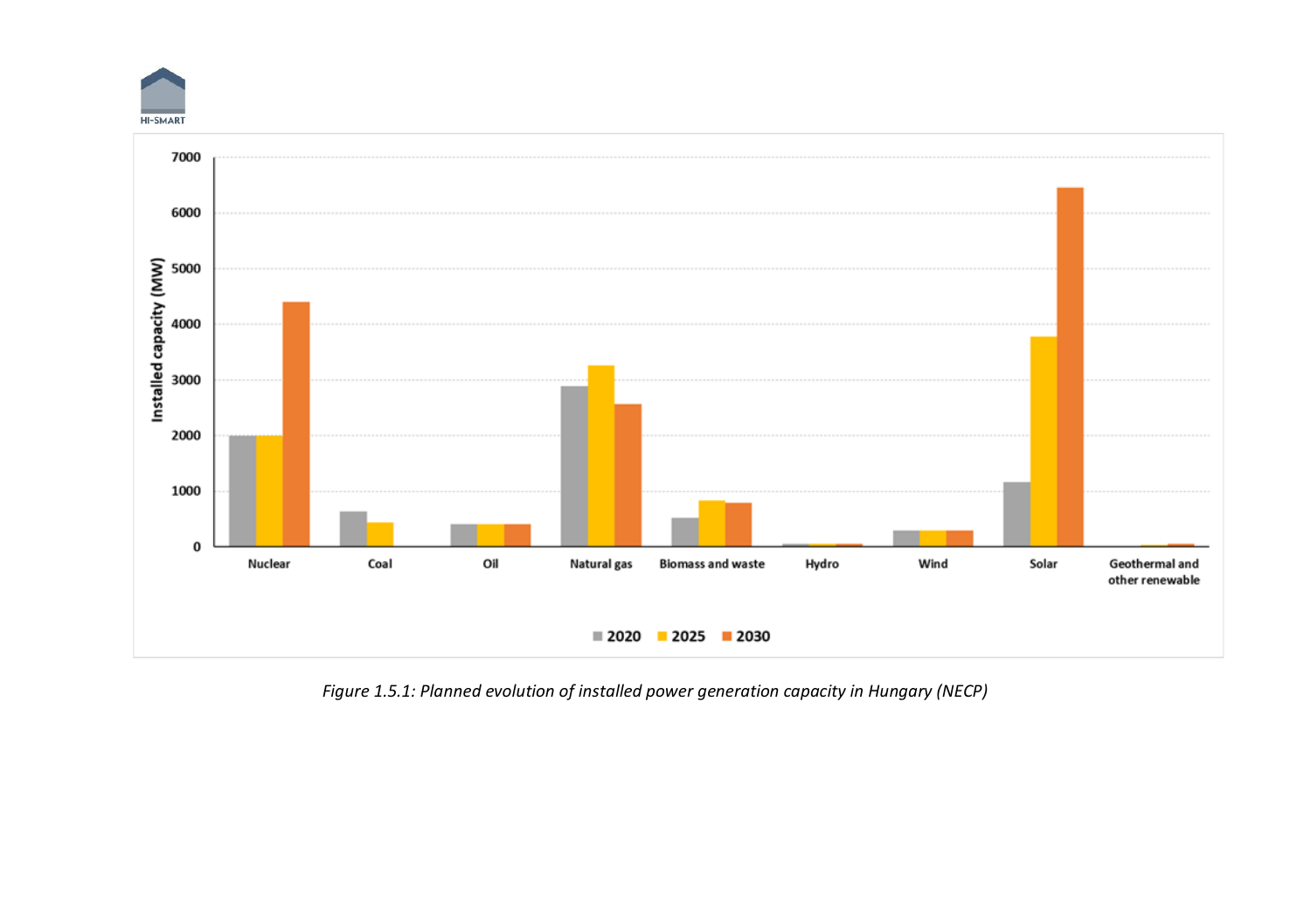*Figure 1.5.1: Planned evolution of installed power generation capacity in Hungary (NECP)*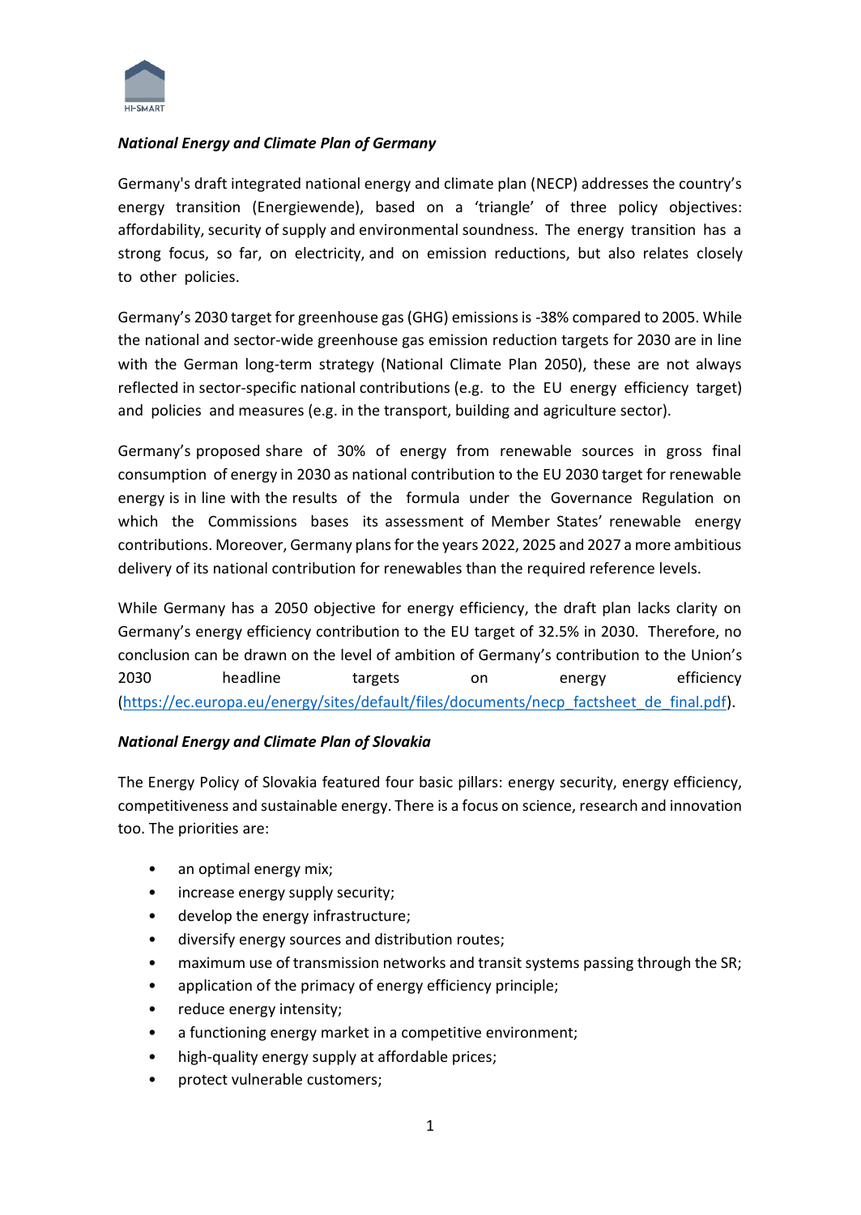***National Energy and Climate Plan of Germany***

Germany's draft integrated national energy and climate plan (NECP) addresses the country's energy transition (Energiewende), based on a 'triangle' of three policy objectives: affordability, security of supply and environmental soundness. The energy transition has a strong focus, so far, on electricity, and on emission reductions, but also relates closely to other policies.

Germany's 2030 target for greenhouse gas (GHG) emissions is -38% compared to 2005. While the national and sector-wide greenhouse gas emission reduction targets for 2030 are in line with the German long-term strategy (National Climate Plan 2050), these are not always reflected in sector-specific national contributions (e.g. to the EU energy efficiency target) and policies and measures (e.g. in the transport, building and agriculture sector).

Germany's proposed share of 30% of energy from renewable sources in gross final consumption of energy in 2030 as national contribution to the EU 2030 target for renewable energy is in line with the results of the formula under the Governance Regulation on which the Commissions bases its assessment of Member States' renewable energy contributions. Moreover, Germany plans for the years 2022, 2025 and 2027 a more ambitious delivery of its national contribution for renewables than the required reference levels.

While Germany has a 2050 objective for energy efficiency, the draft plan lacks clarity on Germany's energy efficiency contribution to the EU target of 32.5% in 2030. Therefore, no conclusion can be drawn on the level of ambition of Germany's contribution to the Union's 2030 headline targets on energy efficiency (https://ec.europa.eu/energy/sites/default/files/documents/necp_factsheet_de_final.pdf).

***National Energy and Climate Plan of Slovakia***

The Energy Policy of Slovakia featured four basic pillars: energy security, energy efficiency, competitiveness and sustainable energy. There is a focus on science, research and innovation too. The priorities are:

- an optimal energy mix;
- increase energy supply security;
- develop the energy infrastructure;
- diversify energy sources and distribution routes;
- maximum use of transmission networks and transit systems passing through the SR;
- application of the primacy of energy efficiency principle;
- reduce energy intensity;
- a functioning energy market in a competitive environment;
- high-quality energy supply at affordable prices;
- protect vulnerable customers;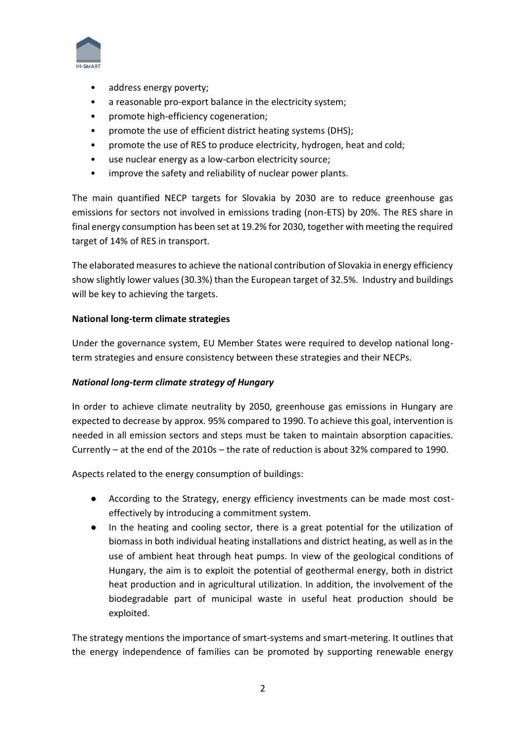- address energy poverty;
- a reasonable pro-export balance in the electricity system;
- promote high-efficiency cogeneration;
- promote the use of efficient district heating systems (DHS);
- promote the use of RES to produce electricity, hydrogen, heat and cold;
- use nuclear energy as a low-carbon electricity source;
- improve the safety and reliability of nuclear power plants.

The main quantified NECP targets for Slovakia by 2030 are to reduce greenhouse gas emissions for sectors not involved in emissions trading (non-ETS) by 20%. The RES share in final energy consumption has been set at 19.2% for 2030, together with meeting the required target of 14% of RES in transport.

The elaborated measures to achieve the national contribution of Slovakia in energy efficiency show slightly lower values (30.3%) than the European target of 32.5%. Industry and buildings will be key to achieving the targets.

**National long-term climate strategies**

Under the governance system, EU Member States were required to develop national long-term strategies and ensure consistency between these strategies and their NECPs.

***National long-term climate strategy of Hungary***

In order to achieve climate neutrality by 2050, greenhouse gas emissions in Hungary are expected to decrease by approx. 95% compared to 1990. To achieve this goal, intervention is needed in all emission sectors and steps must be taken to maintain absorption capacities. Currently – at the end of the 2010s – the rate of reduction is about 32% compared to 1990.

Aspects related to the energy consumption of buildings:

- According to the Strategy, energy efficiency investments can be made most cost-effectively by introducing a commitment system.
- In the heating and cooling sector, there is a great potential for the utilization of biomass in both individual heating installations and district heating, as well as in the use of ambient heat through heat pumps. In view of the geological conditions of Hungary, the aim is to exploit the potential of geothermal energy, both in district heat production and in agricultural utilization. In addition, the involvement of the biodegradable part of municipal waste in useful heat production should be exploited.

The strategy mentions the importance of smart-systems and smart-metering. It outlines that the energy independence of families can be promoted by supporting renewable energy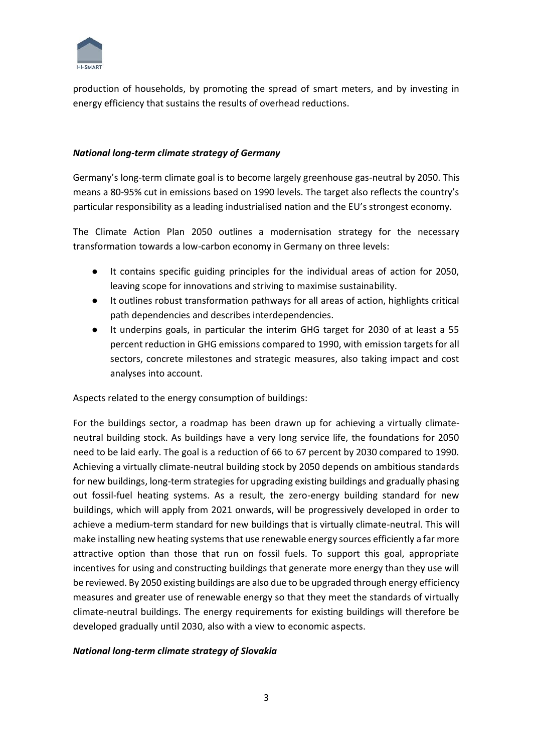production of households, by promoting the spread of smart meters, and by investing in energy efficiency that sustains the results of overhead reductions.

***National long-term climate strategy of Germany***

Germany's long-term climate goal is to become largely greenhouse gas-neutral by 2050. This means a 80-95% cut in emissions based on 1990 levels. The target also reflects the country's particular responsibility as a leading industrialised nation and the EU's strongest economy.

The Climate Action Plan 2050 outlines a modernisation strategy for the necessary transformation towards a low-carbon economy in Germany on three levels:

- It contains specific guiding principles for the individual areas of action for 2050, leaving scope for innovations and striving to maximise sustainability.
- It outlines robust transformation pathways for all areas of action, highlights critical path dependencies and describes interdependencies.
- It underpins goals, in particular the interim GHG target for 2030 of at least a 55 percent reduction in GHG emissions compared to 1990, with emission targets for all sectors, concrete milestones and strategic measures, also taking impact and cost analyses into account.

Aspects related to the energy consumption of buildings:

For the buildings sector, a roadmap has been drawn up for achieving a virtually climate-neutral building stock. As buildings have a very long service life, the foundations for 2050 need to be laid early. The goal is a reduction of 66 to 67 percent by 2030 compared to 1990. Achieving a virtually climate-neutral building stock by 2050 depends on ambitious standards for new buildings, long-term strategies for upgrading existing buildings and gradually phasing out fossil-fuel heating systems. As a result, the zero-energy building standard for new buildings, which will apply from 2021 onwards, will be progressively developed in order to achieve a medium-term standard for new buildings that is virtually climate-neutral. This will make installing new heating systems that use renewable energy sources efficiently a far more attractive option than those that run on fossil fuels. To support this goal, appropriate incentives for using and constructing buildings that generate more energy than they use will be reviewed. By 2050 existing buildings are also due to be upgraded through energy efficiency measures and greater use of renewable energy so that they meet the standards of virtually climate-neutral buildings. The energy requirements for existing buildings will therefore be developed gradually until 2030, also with a view to economic aspects.

***National long-term climate strategy of Slovakia***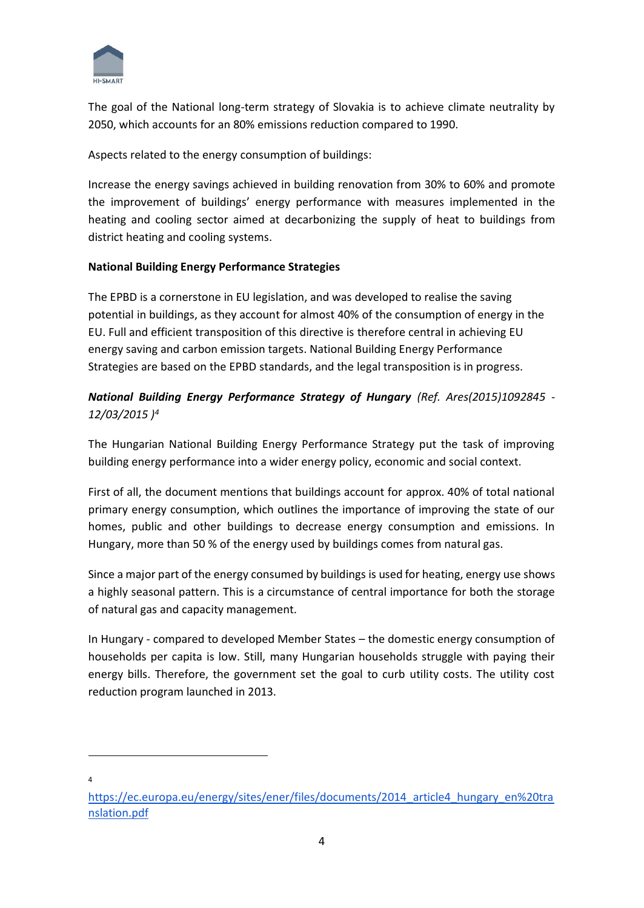The goal of the National long-term strategy of Slovakia is to achieve climate neutrality by 2050, which accounts for an 80% emissions reduction compared to 1990.

Aspects related to the energy consumption of buildings:

Increase the energy savings achieved in building renovation from 30% to 60% and promote the improvement of buildings' energy performance with measures implemented in the heating and cooling sector aimed at decarbonizing the supply of heat to buildings from district heating and cooling systems.

**National Building Energy Performance Strategies**

The EPBD is a cornerstone in EU legislation, and was developed to realise the saving potential in buildings, as they account for almost 40% of the consumption of energy in the EU. Full and efficient transposition of this directive is therefore central in achieving EU energy saving and carbon emission targets. National Building Energy Performance Strategies are based on the EPBD standards, and the legal transposition is in progress.

***National Building Energy Performance Strategy of Hungary*** *(Ref. Ares(2015)1092845 - 12/03/2015 )*[4]

The Hungarian National Building Energy Performance Strategy put the task of improving building energy performance into a wider energy policy, economic and social context.

First of all, the document mentions that buildings account for approx. 40% of total national primary energy consumption, which outlines the importance of improving the state of our homes, public and other buildings to decrease energy consumption and emissions. In Hungary, more than 50 % of the energy used by buildings comes from natural gas.

Since a major part of the energy consumed by buildings is used for heating, energy use shows a highly seasonal pattern. This is a circumstance of central importance for both the storage of natural gas and capacity management.

In Hungary - compared to developed Member States – the domestic energy consumption of households per capita is low. Still, many Hungarian households struggle with paying their energy bills. Therefore, the government set the goal to curb utility costs. The utility cost reduction program launched in 2013.

---

[4] https://ec.europa.eu/energy/sites/ener/files/documents/2014_article4_hungary_en%20translation.pdf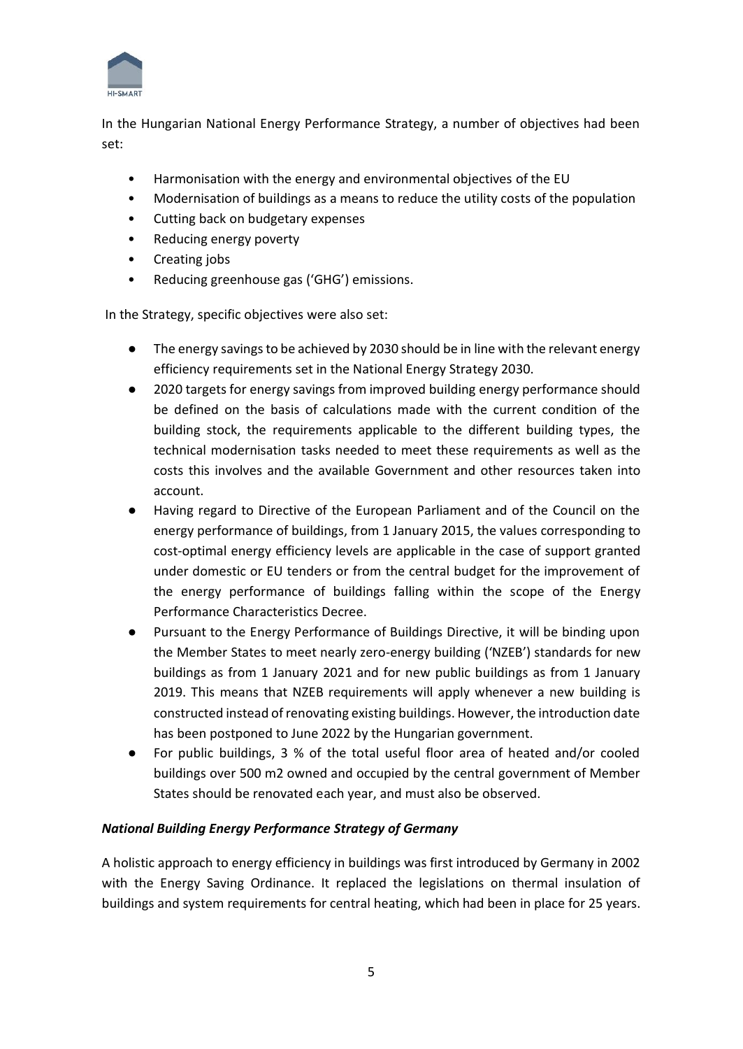In the Hungarian National Energy Performance Strategy, a number of objectives had been set:

- Harmonisation with the energy and environmental objectives of the EU
- Modernisation of buildings as a means to reduce the utility costs of the population
- Cutting back on budgetary expenses
- Reducing energy poverty
- Creating jobs
- Reducing greenhouse gas ('GHG') emissions.

In the Strategy, specific objectives were also set:

- The energy savings to be achieved by 2030 should be in line with the relevant energy efficiency requirements set in the National Energy Strategy 2030.
- 2020 targets for energy savings from improved building energy performance should be defined on the basis of calculations made with the current condition of the building stock, the requirements applicable to the different building types, the technical modernisation tasks needed to meet these requirements as well as the costs this involves and the available Government and other resources taken into account.
- Having regard to Directive of the European Parliament and of the Council on the energy performance of buildings, from 1 January 2015, the values corresponding to cost-optimal energy efficiency levels are applicable in the case of support granted under domestic or EU tenders or from the central budget for the improvement of the energy performance of buildings falling within the scope of the Energy Performance Characteristics Decree.
- Pursuant to the Energy Performance of Buildings Directive, it will be binding upon the Member States to meet nearly zero-energy building ('NZEB') standards for new buildings as from 1 January 2021 and for new public buildings as from 1 January 2019. This means that NZEB requirements will apply whenever a new building is constructed instead of renovating existing buildings. However, the introduction date has been postponed to June 2022 by the Hungarian government.
- For public buildings, 3 % of the total useful floor area of heated and/or cooled buildings over 500 m2 owned and occupied by the central government of Member States should be renovated each year, and must also be observed.

***National Building Energy Performance Strategy of Germany***

A holistic approach to energy efficiency in buildings was first introduced by Germany in 2002 with the Energy Saving Ordinance. It replaced the legislations on thermal insulation of buildings and system requirements for central heating, which had been in place for 25 years.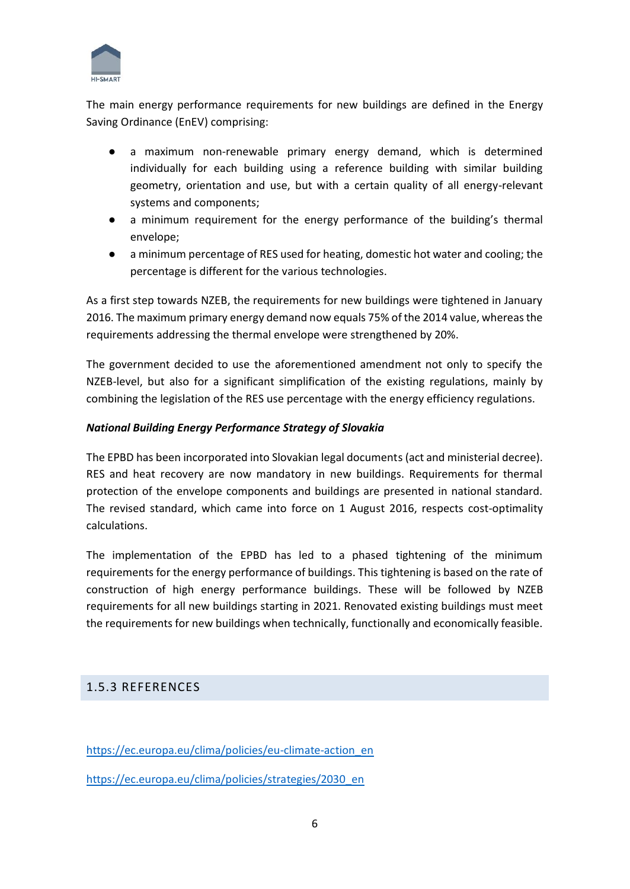The main energy performance requirements for new buildings are defined in the Energy Saving Ordinance (EnEV) comprising:

- a maximum non-renewable primary energy demand, which is determined individually for each building using a reference building with similar building geometry, orientation and use, but with a certain quality of all energy-relevant systems and components;
- a minimum requirement for the energy performance of the building's thermal envelope;
- a minimum percentage of RES used for heating, domestic hot water and cooling; the percentage is different for the various technologies.

As a first step towards NZEB, the requirements for new buildings were tightened in January 2016. The maximum primary energy demand now equals 75% of the 2014 value, whereas the requirements addressing the thermal envelope were strengthened by 20%.

The government decided to use the aforementioned amendment not only to specify the NZEB-level, but also for a significant simplification of the existing regulations, mainly by combining the legislation of the RES use percentage with the energy efficiency regulations.

***National Building Energy Performance Strategy of Slovakia***

The EPBD has been incorporated into Slovakian legal documents (act and ministerial decree). RES and heat recovery are now mandatory in new buildings. Requirements for thermal protection of the envelope components and buildings are presented in national standard. The revised standard, which came into force on 1 August 2016, respects cost-optimality calculations.

The implementation of the EPBD has led to a phased tightening of the minimum requirements for the energy performance of buildings. This tightening is based on the rate of construction of high energy performance buildings. These will be followed by NZEB requirements for all new buildings starting in 2021. Renovated existing buildings must meet the requirements for new buildings when technically, functionally and economically feasible.

## 1.5.3 REFERENCES

https://ec.europa.eu/clima/policies/eu-climate-action_en

https://ec.europa.eu/clima/policies/strategies/2030_en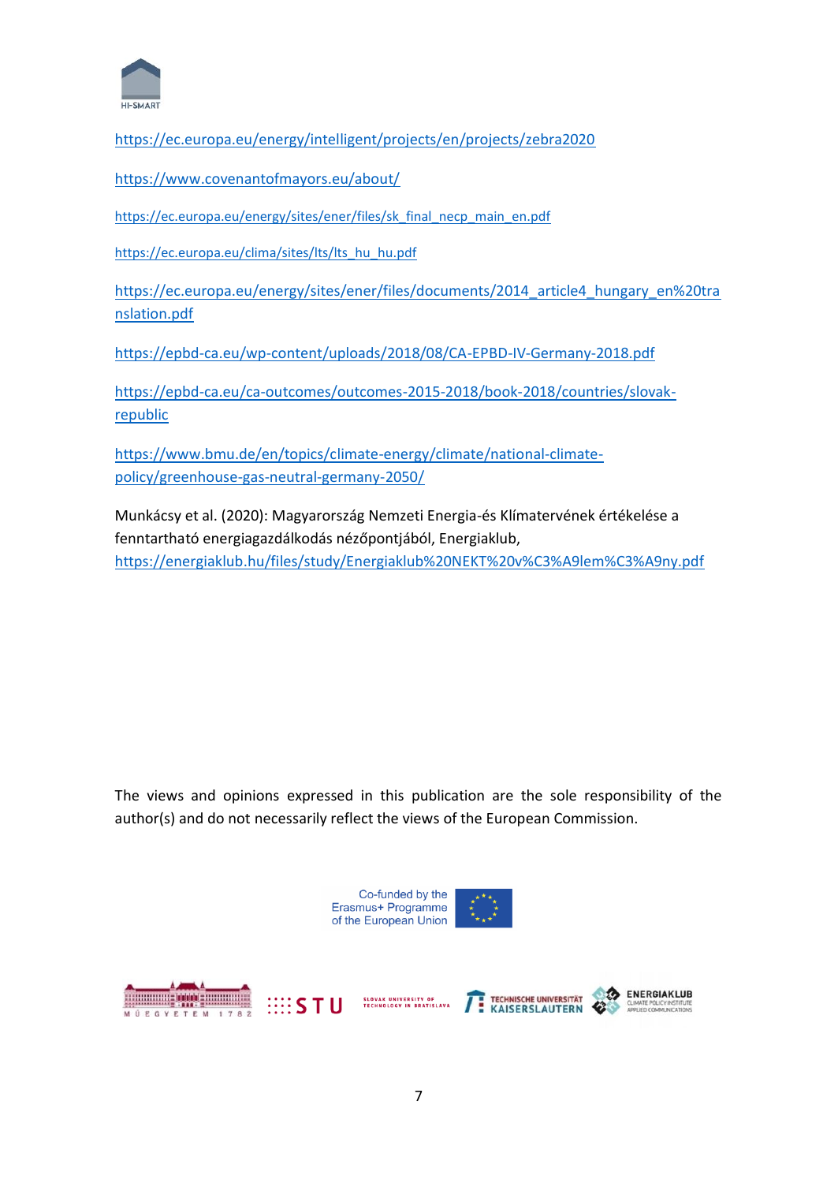https://ec.europa.eu/energy/intelligent/projects/en/projects/zebra2020

https://www.covenantofmayors.eu/about/

https://ec.europa.eu/energy/sites/ener/files/sk_final_necp_main_en.pdf

https://ec.europa.eu/clima/sites/lts/lts_hu_hu.pdf

https://ec.europa.eu/energy/sites/ener/files/documents/2014_article4_hungary_en%20translation.pdf

https://epbd-ca.eu/wp-content/uploads/2018/08/CA-EPBD-IV-Germany-2018.pdf

https://epbd-ca.eu/ca-outcomes/outcomes-2015-2018/book-2018/countries/slovak-republic

https://www.bmu.de/en/topics/climate-energy/climate/national-climate-policy/greenhouse-gas-neutral-germany-2050/

Munkácsy et al. (2020): Magyarország Nemzeti Energia-és Klímatervének értékelése a fenntartható energiagazdálkodás nézőpontjából, Energiaklub, https://energiaklub.hu/files/study/Energiaklub%20NEKT%20v%C3%A9lem%C3%A9ny.pdf

The views and opinions expressed in this publication are the sole responsibility of the author(s) and do not necessarily reflect the views of the European Commission.

Co-funded by the Erasmus+ Programme of the European Union